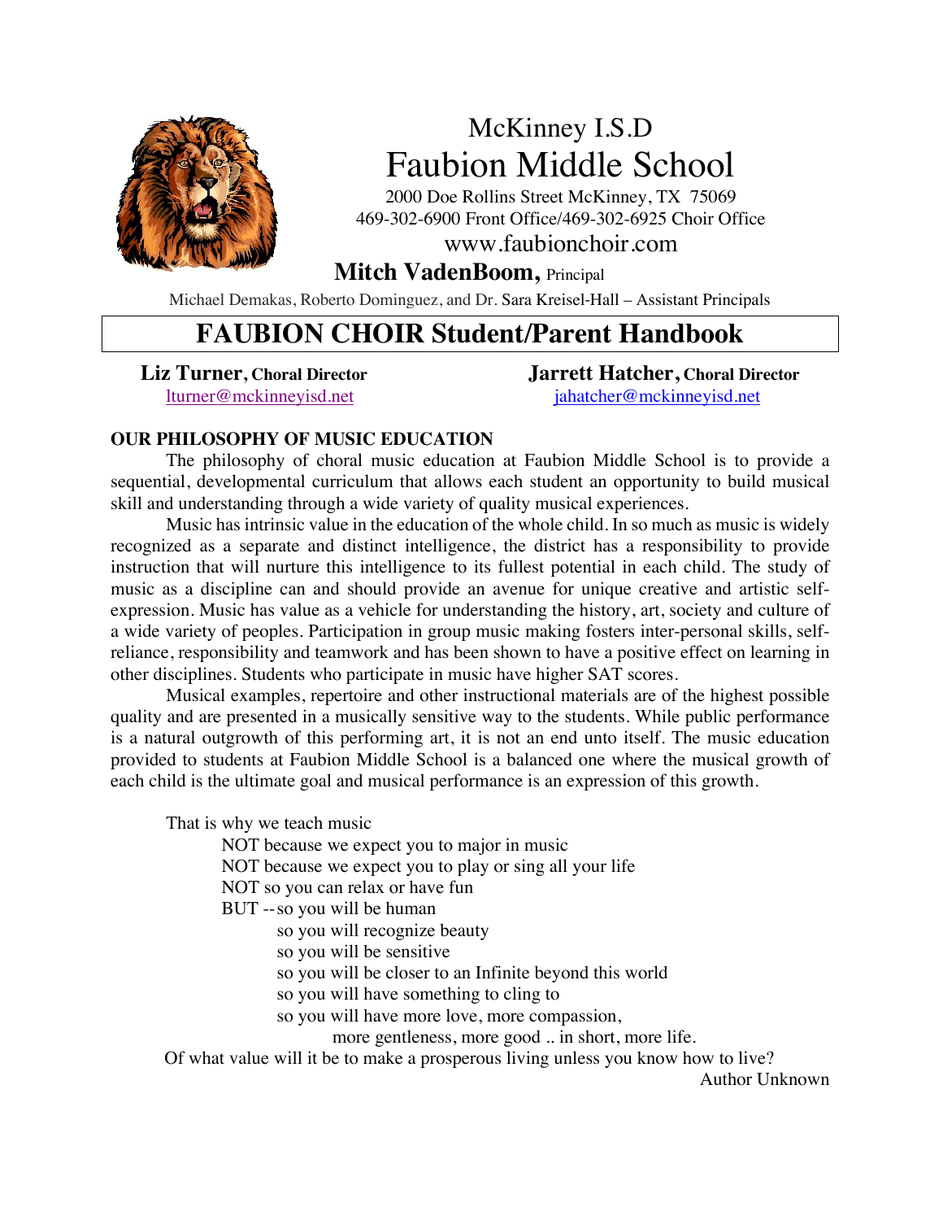McKinney I.S.D

# Faubion Middle School

2000 Doe Rollins Street McKinney, TX 75069
469-302-6900 Front Office/469-302-6925 Choir Office
www.faubionchoir.com

**Mitch VadenBoom,** Principal

Michael Demakas, Roberto Dominguez, and Dr. Sara Kreisel-Hall – Assistant Principals

# FAUBION CHOIR Student/Parent Handbook

**Liz Turner, Choral Director**
lturner@mckinneyisd.net

**Jarrett Hatcher, Choral Director**
jahatcher@mckinneyisd.net

## OUR PHILOSOPHY OF MUSIC EDUCATION

The philosophy of choral music education at Faubion Middle School is to provide a sequential, developmental curriculum that allows each student an opportunity to build musical skill and understanding through a wide variety of quality musical experiences.

Music has intrinsic value in the education of the whole child. In so much as music is widely recognized as a separate and distinct intelligence, the district has a responsibility to provide instruction that will nurture this intelligence to its fullest potential in each child. The study of music as a discipline can and should provide an avenue for unique creative and artistic self-expression. Music has value as a vehicle for understanding the history, art, society and culture of a wide variety of peoples. Participation in group music making fosters inter-personal skills, self-reliance, responsibility and teamwork and has been shown to have a positive effect on learning in other disciplines. Students who participate in music have higher SAT scores.

Musical examples, repertoire and other instructional materials are of the highest possible quality and are presented in a musically sensitive way to the students. While public performance is a natural outgrowth of this performing art, it is not an end unto itself. The music education provided to students at Faubion Middle School is a balanced one where the musical growth of each child is the ultimate goal and musical performance is an expression of this growth.

That is why we teach music
NOT because we expect you to major in music
NOT because we expect you to play or sing all your life
NOT so you can relax or have fun
BUT -- so you will be human
so you will recognize beauty
so you will be sensitive
so you will be closer to an Infinite beyond this world
so you will have something to cling to
so you will have more love, more compassion,
more gentleness, more good .. in short, more life.
Of what value will it be to make a prosperous living unless you know how to live?

Author Unknown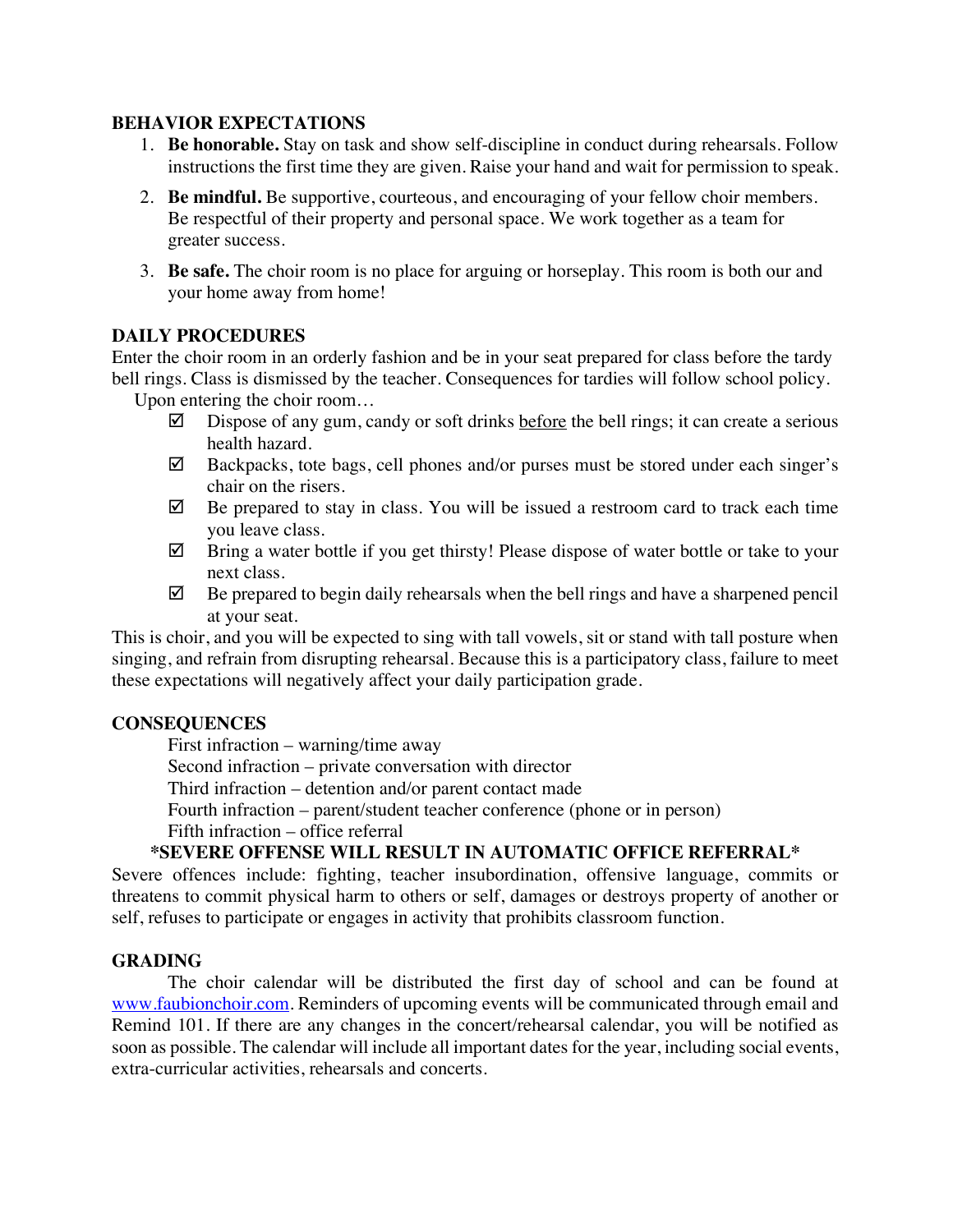## BEHAVIOR EXPECTATIONS

1. **Be honorable.** Stay on task and show self-discipline in conduct during rehearsals. Follow instructions the first time they are given. Raise your hand and wait for permission to speak.
2. **Be mindful.** Be supportive, courteous, and encouraging of your fellow choir members. Be respectful of their property and personal space. We work together as a team for greater success.
3. **Be safe.** The choir room is no place for arguing or horseplay. This room is both our and your home away from home!

## DAILY PROCEDURES

Enter the choir room in an orderly fashion and be in your seat prepared for class before the tardy bell rings. Class is dismissed by the teacher. Consequences for tardies will follow school policy.

Upon entering the choir room…

- ☑ Dispose of any gum, candy or soft drinks <u>before</u> the bell rings; it can create a serious health hazard.
- ☑ Backpacks, tote bags, cell phones and/or purses must be stored under each singer's chair on the risers.
- ☑ Be prepared to stay in class. You will be issued a restroom card to track each time you leave class.
- ☑ Bring a water bottle if you get thirsty! Please dispose of water bottle or take to your next class.
- ☑ Be prepared to begin daily rehearsals when the bell rings and have a sharpened pencil at your seat.

This is choir, and you will be expected to sing with tall vowels, sit or stand with tall posture when singing, and refrain from disrupting rehearsal. Because this is a participatory class, failure to meet these expectations will negatively affect your daily participation grade.

## CONSEQUENCES

First infraction – warning/time away
Second infraction – private conversation with director
Third infraction – detention and/or parent contact made
Fourth infraction – parent/student teacher conference (phone or in person)
Fifth infraction – office referral

**\*SEVERE OFFENSE WILL RESULT IN AUTOMATIC OFFICE REFERRAL\***

Severe offences include: fighting, teacher insubordination, offensive language, commits or threatens to commit physical harm to others or self, damages or destroys property of another or self, refuses to participate or engages in activity that prohibits classroom function.

## GRADING

The choir calendar will be distributed the first day of school and can be found at [www.faubionchoir.com](http://www.faubionchoir.com). Reminders of upcoming events will be communicated through email and Remind 101. If there are any changes in the concert/rehearsal calendar, you will be notified as soon as possible. The calendar will include all important dates for the year, including social events, extra-curricular activities, rehearsals and concerts.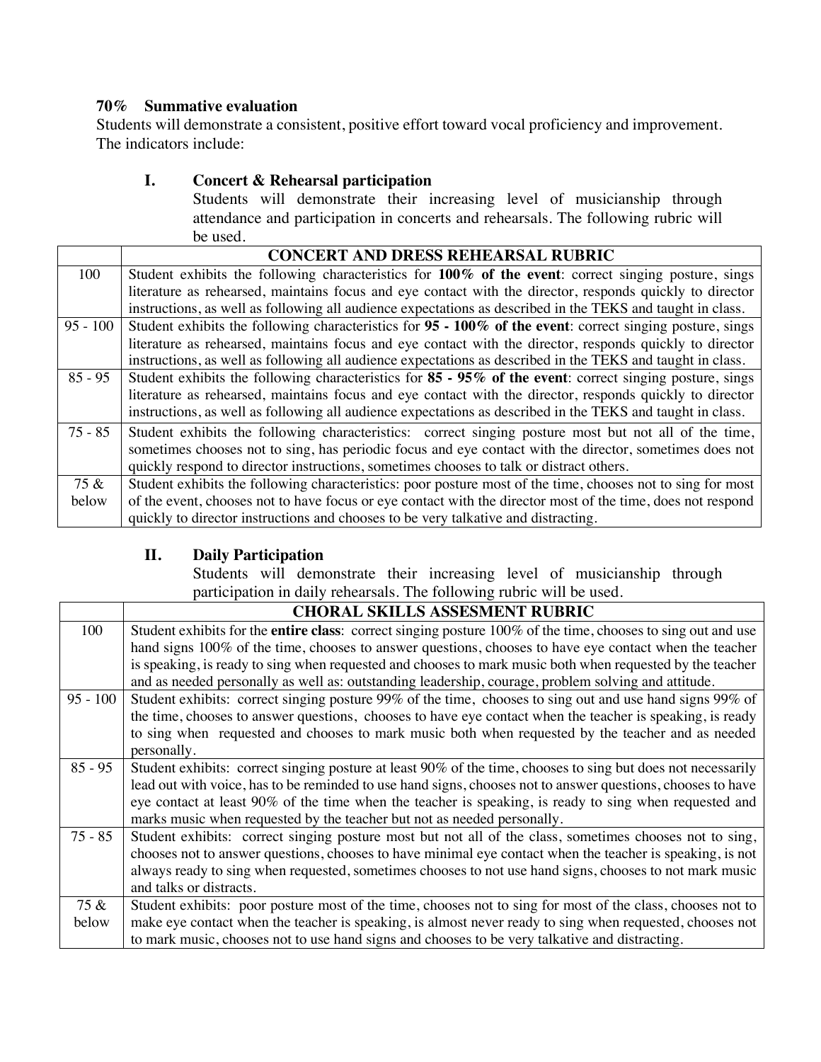**70% Summative evaluation**

Students will demonstrate a consistent, positive effort toward vocal proficiency and improvement. The indicators include:

**I. Concert & Rehearsal participation**

Students will demonstrate their increasing level of musicianship through attendance and participation in concerts and rehearsals. The following rubric will be used.

| | **CONCERT AND DRESS REHEARSAL RUBRIC** |
|---|---|
| 100 | Student exhibits the following characteristics for **100% of the event**: correct singing posture, sings literature as rehearsed, maintains focus and eye contact with the director, responds quickly to director instructions, as well as following all audience expectations as described in the TEKS and taught in class. |
| 95 - 100 | Student exhibits the following characteristics for **95 - 100% of the event**: correct singing posture, sings literature as rehearsed, maintains focus and eye contact with the director, responds quickly to director instructions, as well as following all audience expectations as described in the TEKS and taught in class. |
| 85 - 95 | Student exhibits the following characteristics for **85 - 95% of the event**: correct singing posture, sings literature as rehearsed, maintains focus and eye contact with the director, responds quickly to director instructions, as well as following all audience expectations as described in the TEKS and taught in class. |
| 75 - 85 | Student exhibits the following characteristics: correct singing posture most but not all of the time, sometimes chooses not to sing, has periodic focus and eye contact with the director, sometimes does not quickly respond to director instructions, sometimes chooses to talk or distract others. |
| 75 & below | Student exhibits the following characteristics: poor posture most of the time, chooses not to sing for most of the event, chooses not to have focus or eye contact with the director most of the time, does not respond quickly to director instructions and chooses to be very talkative and distracting. |

**II. Daily Participation**

Students will demonstrate their increasing level of musicianship through participation in daily rehearsals. The following rubric will be used.

| | **CHORAL SKILLS ASSESMENT RUBRIC** |
|---|---|
| 100 | Student exhibits for the **entire class**: correct singing posture 100% of the time, chooses to sing out and use hand signs 100% of the time, chooses to answer questions, chooses to have eye contact when the teacher is speaking, is ready to sing when requested and chooses to mark music both when requested by the teacher and as needed personally as well as: outstanding leadership, courage, problem solving and attitude. |
| 95 - 100 | Student exhibits: correct singing posture 99% of the time, chooses to sing out and use hand signs 99% of the time, chooses to answer questions, chooses to have eye contact when the teacher is speaking, is ready to sing when requested and chooses to mark music both when requested by the teacher and as needed personally. |
| 85 - 95 | Student exhibits: correct singing posture at least 90% of the time, chooses to sing but does not necessarily lead out with voice, has to be reminded to use hand signs, chooses not to answer questions, chooses to have eye contact at least 90% of the time when the teacher is speaking, is ready to sing when requested and marks music when requested by the teacher but not as needed personally. |
| 75 - 85 | Student exhibits: correct singing posture most but not all of the class, sometimes chooses not to sing, chooses not to answer questions, chooses to have minimal eye contact when the teacher is speaking, is not always ready to sing when requested, sometimes chooses to not use hand signs, chooses to not mark music and talks or distracts. |
| 75 & below | Student exhibits: poor posture most of the time, chooses not to sing for most of the class, chooses not to make eye contact when the teacher is speaking, is almost never ready to sing when requested, chooses not to mark music, chooses not to use hand signs and chooses to be very talkative and distracting. |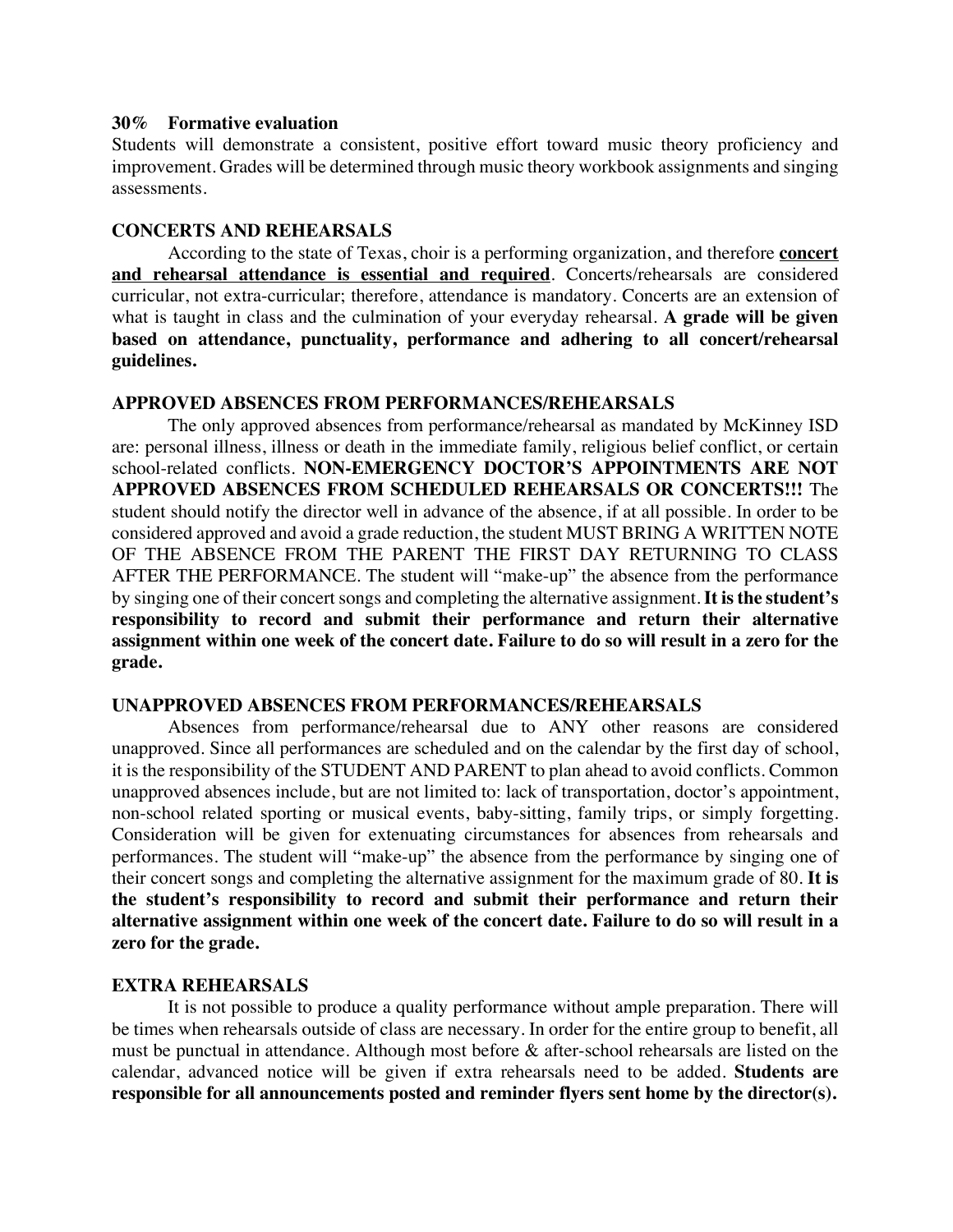**30%    Formative evaluation**

Students will demonstrate a consistent, positive effort toward music theory proficiency and improvement. Grades will be determined through music theory workbook assignments and singing assessments.

**CONCERTS AND REHEARSALS**

According to the state of Texas, choir is a performing organization, and therefore **concert and rehearsal attendance is essential and required**. Concerts/rehearsals are considered curricular, not extra-curricular; therefore, attendance is mandatory. Concerts are an extension of what is taught in class and the culmination of your everyday rehearsal. **A grade will be given based on attendance, punctuality, performance and adhering to all concert/rehearsal guidelines.**

**APPROVED ABSENCES FROM PERFORMANCES/REHEARSALS**

The only approved absences from performance/rehearsal as mandated by McKinney ISD are: personal illness, illness or death in the immediate family, religious belief conflict, or certain school-related conflicts. **NON-EMERGENCY DOCTOR'S APPOINTMENTS ARE NOT APPROVED ABSENCES FROM SCHEDULED REHEARSALS OR CONCERTS!!!** The student should notify the director well in advance of the absence, if at all possible. In order to be considered approved and avoid a grade reduction, the student MUST BRING A WRITTEN NOTE OF THE ABSENCE FROM THE PARENT THE FIRST DAY RETURNING TO CLASS AFTER THE PERFORMANCE. The student will "make-up" the absence from the performance by singing one of their concert songs and completing the alternative assignment. **It is the student's responsibility to record and submit their performance and return their alternative assignment within one week of the concert date. Failure to do so will result in a zero for the grade.**

**UNAPPROVED ABSENCES FROM PERFORMANCES/REHEARSALS**

Absences from performance/rehearsal due to ANY other reasons are considered unapproved. Since all performances are scheduled and on the calendar by the first day of school, it is the responsibility of the STUDENT AND PARENT to plan ahead to avoid conflicts. Common unapproved absences include, but are not limited to: lack of transportation, doctor's appointment, non-school related sporting or musical events, baby-sitting, family trips, or simply forgetting. Consideration will be given for extenuating circumstances for absences from rehearsals and performances. The student will "make-up" the absence from the performance by singing one of their concert songs and completing the alternative assignment for the maximum grade of 80. **It is the student's responsibility to record and submit their performance and return their alternative assignment within one week of the concert date. Failure to do so will result in a zero for the grade.**

**EXTRA REHEARSALS**

It is not possible to produce a quality performance without ample preparation. There will be times when rehearsals outside of class are necessary. In order for the entire group to benefit, all must be punctual in attendance. Although most before & after-school rehearsals are listed on the calendar, advanced notice will be given if extra rehearsals need to be added. **Students are responsible for all announcements posted and reminder flyers sent home by the director(s).**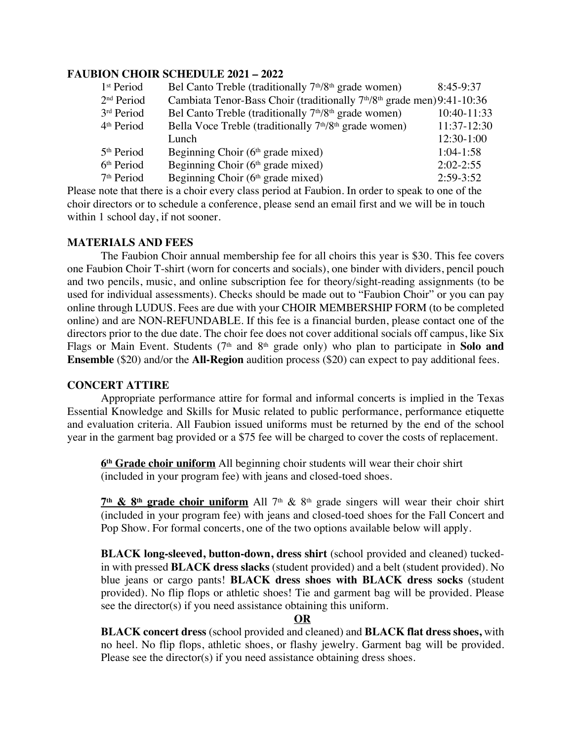## FAUBION CHOIR SCHEDULE 2021 – 2022

| | | |
|---|---|---|
| 1st Period | Bel Canto Treble (traditionally 7th/8th grade women) | 8:45-9:37 |
| 2nd Period | Cambiata Tenor-Bass Choir (traditionally 7th/8th grade men) | 9:41-10:36 |
| 3rd Period | Bel Canto Treble (traditionally 7th/8th grade women) | 10:40-11:33 |
| 4th Period | Bella Voce Treble (traditionally 7th/8th grade women) | 11:37-12:30 |
| | Lunch | 12:30-1:00 |
| 5th Period | Beginning Choir (6th grade mixed) | 1:04-1:58 |
| 6th Period | Beginning Choir (6th grade mixed) | 2:02-2:55 |
| 7th Period | Beginning Choir (6th grade mixed) | 2:59-3:52 |

Please note that there is a choir every class period at Faubion. In order to speak to one of the choir directors or to schedule a conference, please send an email first and we will be in touch within 1 school day, if not sooner.

## MATERIALS AND FEES

The Faubion Choir annual membership fee for all choirs this year is $30. This fee covers one Faubion Choir T-shirt (worn for concerts and socials), one binder with dividers, pencil pouch and two pencils, music, and online subscription fee for theory/sight-reading assignments (to be used for individual assessments). Checks should be made out to "Faubion Choir" or you can pay online through LUDUS. Fees are due with your CHOIR MEMBERSHIP FORM (to be completed online) and are NON-REFUNDABLE. If this fee is a financial burden, please contact one of the directors prior to the due date. The choir fee does not cover additional socials off campus, like Six Flags or Main Event. Students (7th and 8th grade only) who plan to participate in **Solo and Ensemble** ($20) and/or the **All-Region** audition process ($20) can expect to pay additional fees.

## CONCERT ATTIRE

Appropriate performance attire for formal and informal concerts is implied in the Texas Essential Knowledge and Skills for Music related to public performance, performance etiquette and evaluation criteria. All Faubion issued uniforms must be returned by the end of the school year in the garment bag provided or a $75 fee will be charged to cover the costs of replacement.

**<u>6th Grade choir uniform</u>** All beginning choir students will wear their choir shirt (included in your program fee) with jeans and closed-toed shoes.

**<u>7th & 8th grade choir uniform</u>** All 7th & 8th grade singers will wear their choir shirt (included in your program fee) with jeans and closed-toed shoes for the Fall Concert and Pop Show. For formal concerts, one of the two options available below will apply.

**BLACK long-sleeved, button-down, dress shirt** (school provided and cleaned) tucked-in with pressed **BLACK dress slacks** (student provided) and a belt (student provided). No blue jeans or cargo pants! **BLACK dress shoes with BLACK dress socks** (student provided). No flip flops or athletic shoes! Tie and garment bag will be provided. Please see the director(s) if you need assistance obtaining this uniform.

**<u>OR</u>**

**BLACK concert dress** (school provided and cleaned) and **BLACK flat dress shoes,** with no heel. No flip flops, athletic shoes, or flashy jewelry. Garment bag will be provided. Please see the director(s) if you need assistance obtaining dress shoes.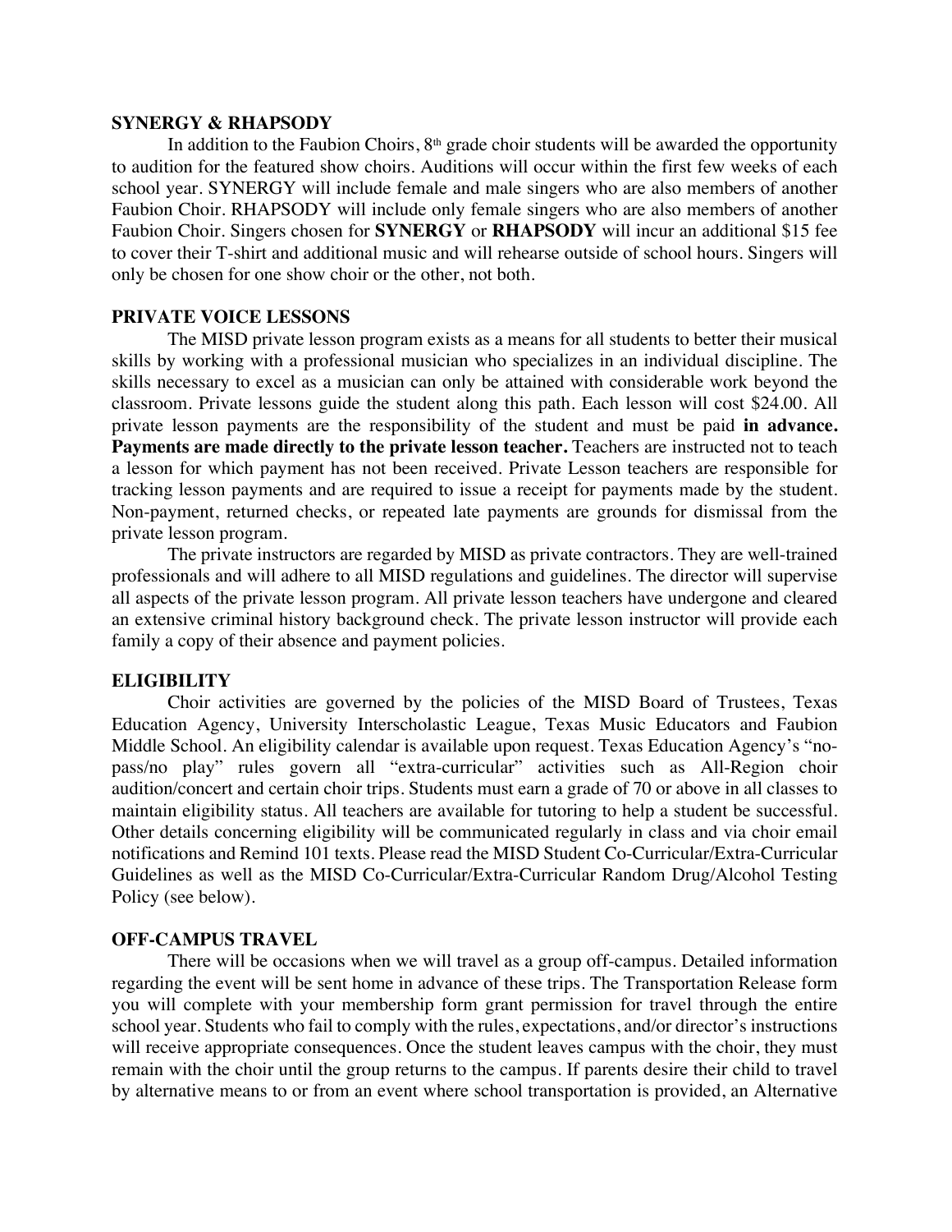**SYNERGY & RHAPSODY**

In addition to the Faubion Choirs, 8th grade choir students will be awarded the opportunity to audition for the featured show choirs. Auditions will occur within the first few weeks of each school year. SYNERGY will include female and male singers who are also members of another Faubion Choir. RHAPSODY will include only female singers who are also members of another Faubion Choir. Singers chosen for **SYNERGY** or **RHAPSODY** will incur an additional $15 fee to cover their T-shirt and additional music and will rehearse outside of school hours. Singers will only be chosen for one show choir or the other, not both.

**PRIVATE VOICE LESSONS**

The MISD private lesson program exists as a means for all students to better their musical skills by working with a professional musician who specializes in an individual discipline. The skills necessary to excel as a musician can only be attained with considerable work beyond the classroom. Private lessons guide the student along this path. Each lesson will cost $24.00. All private lesson payments are the responsibility of the student and must be paid **in advance. Payments are made directly to the private lesson teacher.** Teachers are instructed not to teach a lesson for which payment has not been received. Private Lesson teachers are responsible for tracking lesson payments and are required to issue a receipt for payments made by the student. Non-payment, returned checks, or repeated late payments are grounds for dismissal from the private lesson program.

The private instructors are regarded by MISD as private contractors. They are well-trained professionals and will adhere to all MISD regulations and guidelines. The director will supervise all aspects of the private lesson program. All private lesson teachers have undergone and cleared an extensive criminal history background check. The private lesson instructor will provide each family a copy of their absence and payment policies.

**ELIGIBILITY**

Choir activities are governed by the policies of the MISD Board of Trustees, Texas Education Agency, University Interscholastic League, Texas Music Educators and Faubion Middle School. An eligibility calendar is available upon request. Texas Education Agency's "no-pass/no play" rules govern all "extra-curricular" activities such as All-Region choir audition/concert and certain choir trips. Students must earn a grade of 70 or above in all classes to maintain eligibility status. All teachers are available for tutoring to help a student be successful. Other details concerning eligibility will be communicated regularly in class and via choir email notifications and Remind 101 texts. Please read the MISD Student Co-Curricular/Extra-Curricular Guidelines as well as the MISD Co-Curricular/Extra-Curricular Random Drug/Alcohol Testing Policy (see below).

**OFF-CAMPUS TRAVEL**

There will be occasions when we will travel as a group off-campus. Detailed information regarding the event will be sent home in advance of these trips. The Transportation Release form you will complete with your membership form grant permission for travel through the entire school year. Students who fail to comply with the rules, expectations, and/or director's instructions will receive appropriate consequences. Once the student leaves campus with the choir, they must remain with the choir until the group returns to the campus. If parents desire their child to travel by alternative means to or from an event where school transportation is provided, an Alternative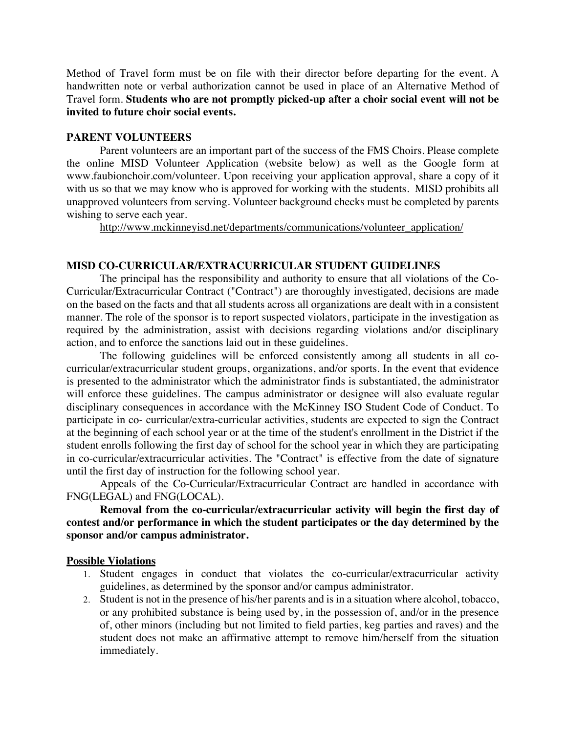Method of Travel form must be on file with their director before departing for the event. A handwritten note or verbal authorization cannot be used in place of an Alternative Method of Travel form. **Students who are not promptly picked-up after a choir social event will not be invited to future choir social events.**

### PARENT VOLUNTEERS

Parent volunteers are an important part of the success of the FMS Choirs. Please complete the online MISD Volunteer Application (website below) as well as the Google form at www.faubionchoir.com/volunteer. Upon receiving your application approval, share a copy of it with us so that we may know who is approved for working with the students. MISD prohibits all unapproved volunteers from serving. Volunteer background checks must be completed by parents wishing to serve each year.

http://www.mckinneyisd.net/departments/communications/volunteer_application/

### MISD CO-CURRICULAR/EXTRACURRICULAR STUDENT GUIDELINES

The principal has the responsibility and authority to ensure that all violations of the Co-Curricular/Extracurricular Contract ("Contract") are thoroughly investigated, decisions are made on the based on the facts and that all students across all organizations are dealt with in a consistent manner. The role of the sponsor is to report suspected violators, participate in the investigation as required by the administration, assist with decisions regarding violations and/or disciplinary action, and to enforce the sanctions laid out in these guidelines.

The following guidelines will be enforced consistently among all students in all co-curricular/extracurricular student groups, organizations, and/or sports. In the event that evidence is presented to the administrator which the administrator finds is substantiated, the administrator will enforce these guidelines. The campus administrator or designee will also evaluate regular disciplinary consequences in accordance with the McKinney ISO Student Code of Conduct. To participate in co- curricular/extra-curricular activities, students are expected to sign the Contract at the beginning of each school year or at the time of the student's enrollment in the District if the student enrolls following the first day of school for the school year in which they are participating in co-curricular/extracurricular activities. The "Contract" is effective from the date of signature until the first day of instruction for the following school year.

Appeals of the Co-Curricular/Extracurricular Contract are handled in accordance with FNG(LEGAL) and FNG(LOCAL).

**Removal from the co-curricular/extracurricular activity will begin the first day of contest and/or performance in which the student participates or the day determined by the sponsor and/or campus administrator.**

#### Possible Violations

1. Student engages in conduct that violates the co-curricular/extracurricular activity guidelines, as determined by the sponsor and/or campus administrator.
2. Student is not in the presence of his/her parents and is in a situation where alcohol, tobacco, or any prohibited substance is being used by, in the possession of, and/or in the presence of, other minors (including but not limited to field parties, keg parties and raves) and the student does not make an affirmative attempt to remove him/herself from the situation immediately.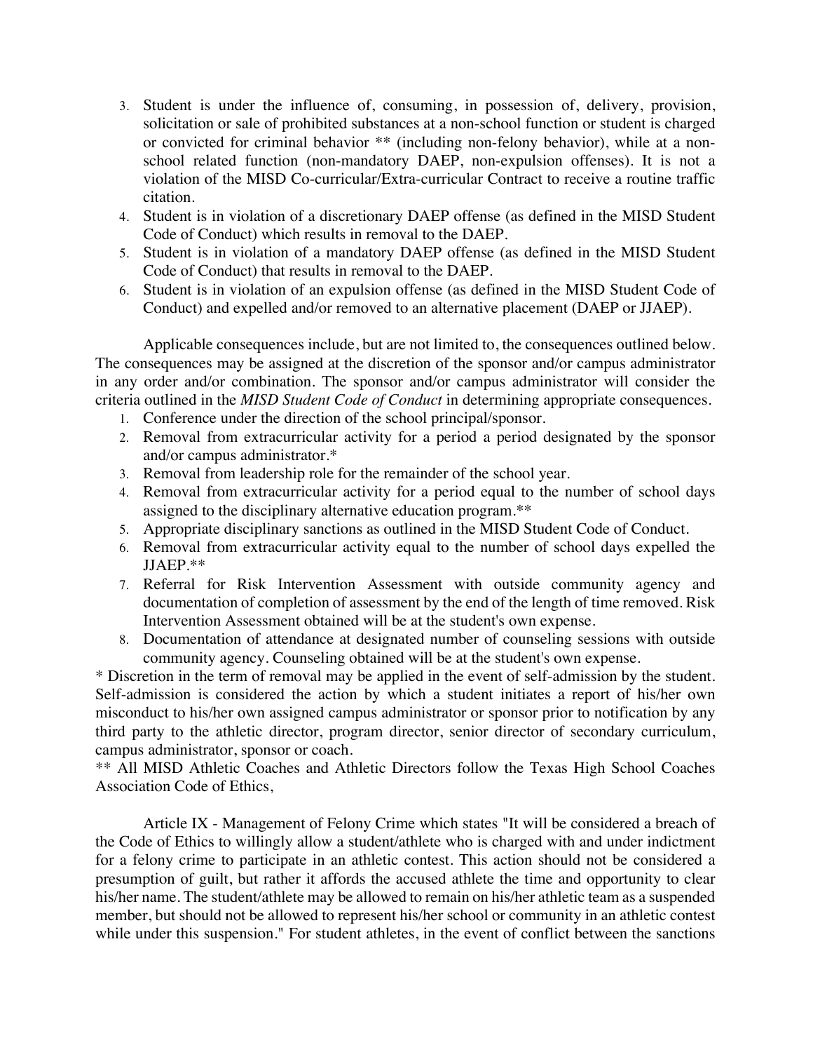3. Student is under the influence of, consuming, in possession of, delivery, provision, solicitation or sale of prohibited substances at a non-school function or student is charged or convicted for criminal behavior ** (including non-felony behavior), while at a non-school related function (non-mandatory DAEP, non-expulsion offenses). It is not a violation of the MISD Co-curricular/Extra-curricular Contract to receive a routine traffic citation.
4. Student is in violation of a discretionary DAEP offense (as defined in the MISD Student Code of Conduct) which results in removal to the DAEP.
5. Student is in violation of a mandatory DAEP offense (as defined in the MISD Student Code of Conduct) that results in removal to the DAEP.
6. Student is in violation of an expulsion offense (as defined in the MISD Student Code of Conduct) and expelled and/or removed to an alternative placement (DAEP or JJAEP).

Applicable consequences include, but are not limited to, the consequences outlined below. The consequences may be assigned at the discretion of the sponsor and/or campus administrator in any order and/or combination. The sponsor and/or campus administrator will consider the criteria outlined in the *MISD Student Code of Conduct* in determining appropriate consequences.

1. Conference under the direction of the school principal/sponsor.
2. Removal from extracurricular activity for a period a period designated by the sponsor and/or campus administrator.*
3. Removal from leadership role for the remainder of the school year.
4. Removal from extracurricular activity for a period equal to the number of school days assigned to the disciplinary alternative education program.**
5. Appropriate disciplinary sanctions as outlined in the MISD Student Code of Conduct.
6. Removal from extracurricular activity equal to the number of school days expelled the JJAEP.**
7. Referral for Risk Intervention Assessment with outside community agency and documentation of completion of assessment by the end of the length of time removed. Risk Intervention Assessment obtained will be at the student's own expense.
8. Documentation of attendance at designated number of counseling sessions with outside community agency. Counseling obtained will be at the student's own expense.

* Discretion in the term of removal may be applied in the event of self-admission by the student. Self-admission is considered the action by which a student initiates a report of his/her own misconduct to his/her own assigned campus administrator or sponsor prior to notification by any third party to the athletic director, program director, senior director of secondary curriculum, campus administrator, sponsor or coach.

** All MISD Athletic Coaches and Athletic Directors follow the Texas High School Coaches Association Code of Ethics,

Article IX - Management of Felony Crime which states "It will be considered a breach of the Code of Ethics to willingly allow a student/athlete who is charged with and under indictment for a felony crime to participate in an athletic contest. This action should not be considered a presumption of guilt, but rather it affords the accused athlete the time and opportunity to clear his/her name. The student/athlete may be allowed to remain on his/her athletic team as a suspended member, but should not be allowed to represent his/her school or community in an athletic contest while under this suspension." For student athletes, in the event of conflict between the sanctions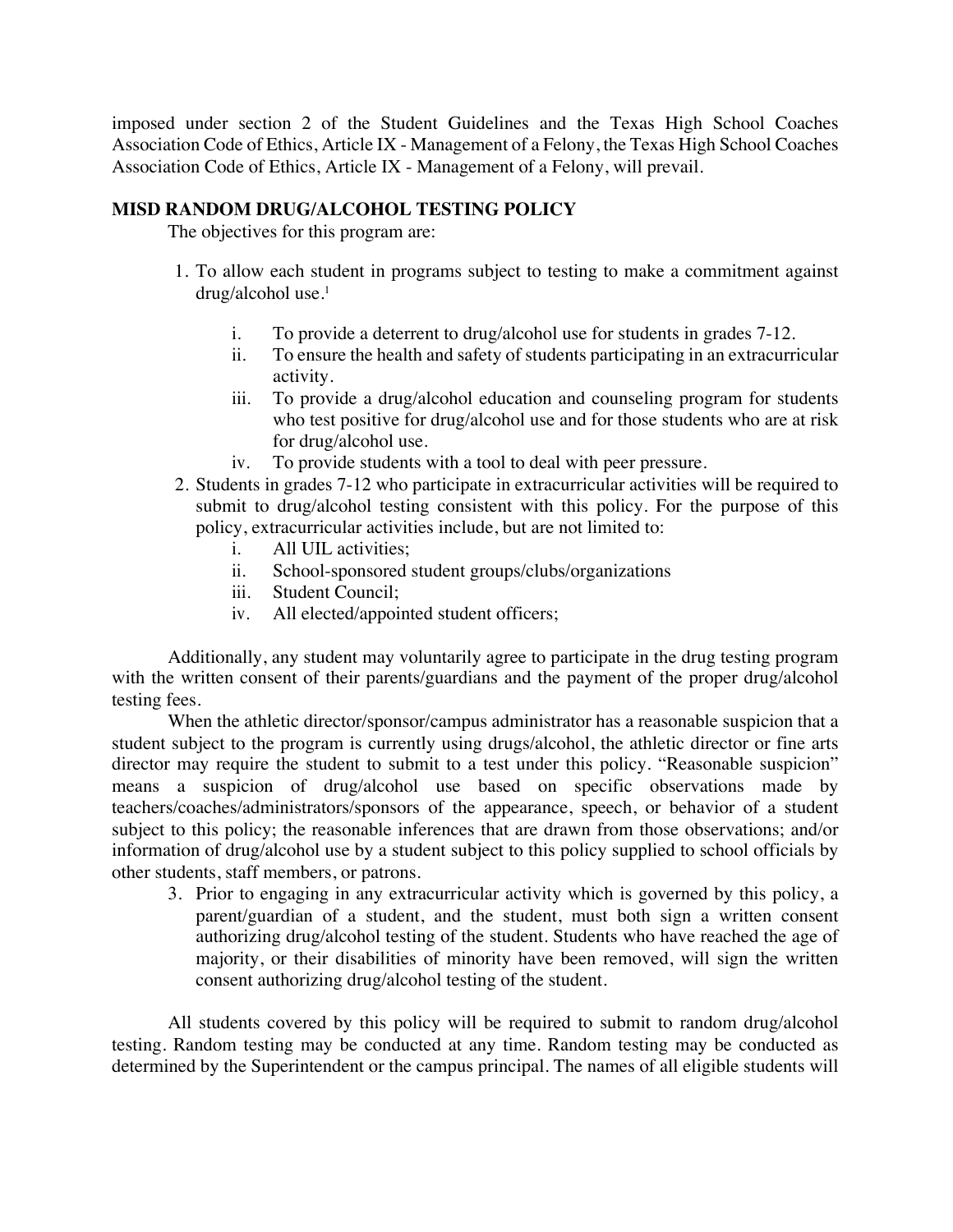imposed under section 2 of the Student Guidelines and the Texas High School Coaches Association Code of Ethics, Article IX - Management of a Felony, the Texas High School Coaches Association Code of Ethics, Article IX - Management of a Felony, will prevail.

**MISD RANDOM DRUG/ALCOHOL TESTING POLICY**

The objectives for this program are:

1. To allow each student in programs subject to testing to make a commitment against drug/alcohol use.[1]
   i. To provide a deterrent to drug/alcohol use for students in grades 7-12.
   ii. To ensure the health and safety of students participating in an extracurricular activity.
   iii. To provide a drug/alcohol education and counseling program for students who test positive for drug/alcohol use and for those students who are at risk for drug/alcohol use.
   iv. To provide students with a tool to deal with peer pressure.
2. Students in grades 7-12 who participate in extracurricular activities will be required to submit to drug/alcohol testing consistent with this policy. For the purpose of this policy, extracurricular activities include, but are not limited to:
   i. All UIL activities;
   ii. School-sponsored student groups/clubs/organizations
   iii. Student Council;
   iv. All elected/appointed student officers;

Additionally, any student may voluntarily agree to participate in the drug testing program with the written consent of their parents/guardians and the payment of the proper drug/alcohol testing fees.

When the athletic director/sponsor/campus administrator has a reasonable suspicion that a student subject to the program is currently using drugs/alcohol, the athletic director or fine arts director may require the student to submit to a test under this policy. "Reasonable suspicion" means a suspicion of drug/alcohol use based on specific observations made by teachers/coaches/administrators/sponsors of the appearance, speech, or behavior of a student subject to this policy; the reasonable inferences that are drawn from those observations; and/or information of drug/alcohol use by a student subject to this policy supplied to school officials by other students, staff members, or patrons.

3. Prior to engaging in any extracurricular activity which is governed by this policy, a parent/guardian of a student, and the student, must both sign a written consent authorizing drug/alcohol testing of the student. Students who have reached the age of majority, or their disabilities of minority have been removed, will sign the written consent authorizing drug/alcohol testing of the student.

All students covered by this policy will be required to submit to random drug/alcohol testing. Random testing may be conducted at any time. Random testing may be conducted as determined by the Superintendent or the campus principal. The names of all eligible students will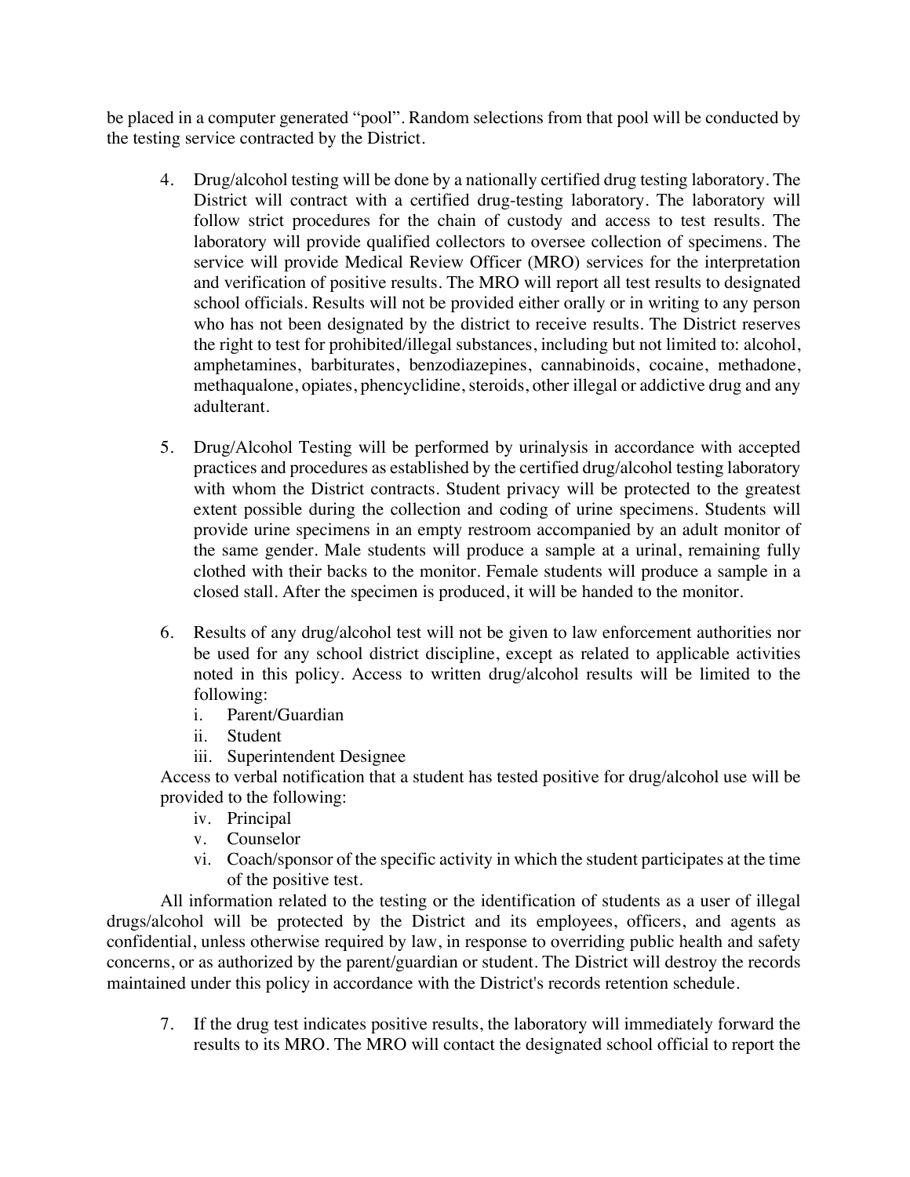be placed in a computer generated "pool". Random selections from that pool will be conducted by the testing service contracted by the District.

4. Drug/alcohol testing will be done by a nationally certified drug testing laboratory. The District will contract with a certified drug-testing laboratory. The laboratory will follow strict procedures for the chain of custody and access to test results. The laboratory will provide qualified collectors to oversee collection of specimens. The service will provide Medical Review Officer (MRO) services for the interpretation and verification of positive results. The MRO will report all test results to designated school officials. Results will not be provided either orally or in writing to any person who has not been designated by the district to receive results. The District reserves the right to test for prohibited/illegal substances, including but not limited to: alcohol, amphetamines, barbiturates, benzodiazepines, cannabinoids, cocaine, methadone, methaqualone, opiates, phencyclidine, steroids, other illegal or addictive drug and any adulterant.

5. Drug/Alcohol Testing will be performed by urinalysis in accordance with accepted practices and procedures as established by the certified drug/alcohol testing laboratory with whom the District contracts. Student privacy will be protected to the greatest extent possible during the collection and coding of urine specimens. Students will provide urine specimens in an empty restroom accompanied by an adult monitor of the same gender. Male students will produce a sample at a urinal, remaining fully clothed with their backs to the monitor. Female students will produce a sample in a closed stall. After the specimen is produced, it will be handed to the monitor.

6. Results of any drug/alcohol test will not be given to law enforcement authorities nor be used for any school district discipline, except as related to applicable activities noted in this policy. Access to written drug/alcohol results will be limited to the following:
   i. Parent/Guardian
   ii. Student
   iii. Superintendent Designee

   Access to verbal notification that a student has tested positive for drug/alcohol use will be provided to the following:
   iv. Principal
   v. Counselor
   vi. Coach/sponsor of the specific activity in which the student participates at the time of the positive test.

All information related to the testing or the identification of students as a user of illegal drugs/alcohol will be protected by the District and its employees, officers, and agents as confidential, unless otherwise required by law, in response to overriding public health and safety concerns, or as authorized by the parent/guardian or student. The District will destroy the records maintained under this policy in accordance with the District's records retention schedule.

7. If the drug test indicates positive results, the laboratory will immediately forward the results to its MRO. The MRO will contact the designated school official to report the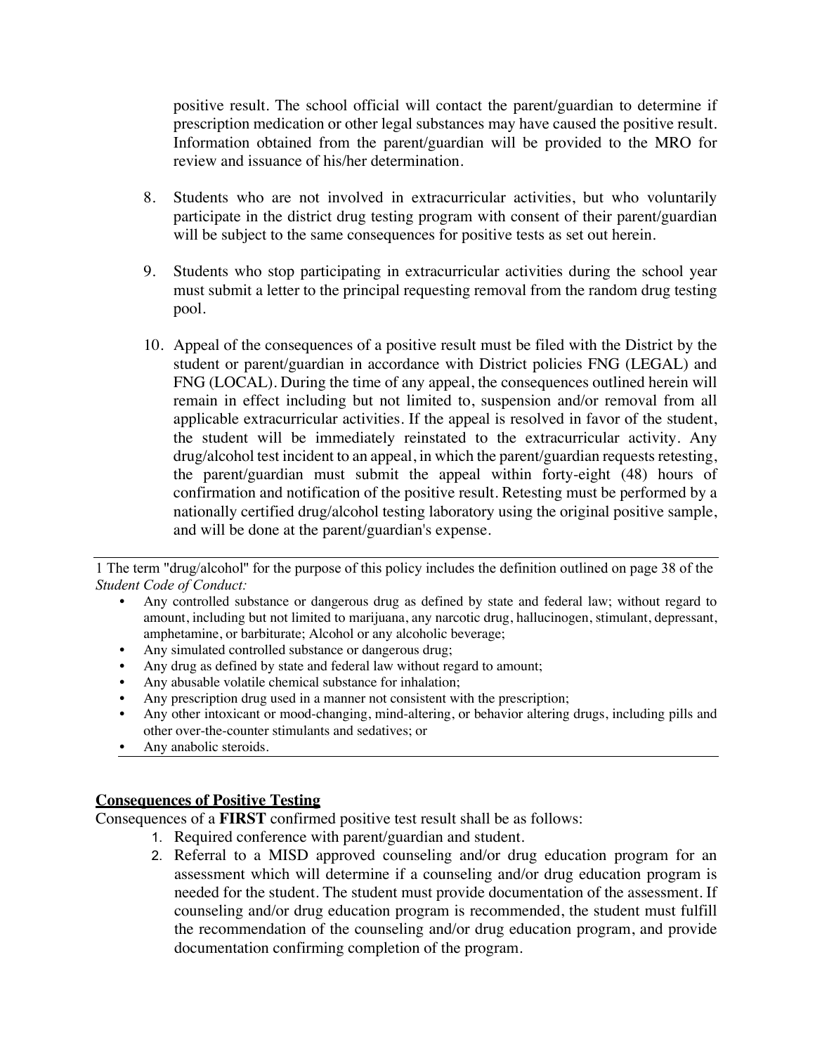positive result. The school official will contact the parent/guardian to determine if prescription medication or other legal substances may have caused the positive result. Information obtained from the parent/guardian will be provided to the MRO for review and issuance of his/her determination.

8. Students who are not involved in extracurricular activities, but who voluntarily participate in the district drug testing program with consent of their parent/guardian will be subject to the same consequences for positive tests as set out herein.

9. Students who stop participating in extracurricular activities during the school year must submit a letter to the principal requesting removal from the random drug testing pool.

10. Appeal of the consequences of a positive result must be filed with the District by the student or parent/guardian in accordance with District policies FNG (LEGAL) and FNG (LOCAL). During the time of any appeal, the consequences outlined herein will remain in effect including but not limited to, suspension and/or removal from all applicable extracurricular activities. If the appeal is resolved in favor of the student, the student will be immediately reinstated to the extracurricular activity. Any drug/alcohol test incident to an appeal, in which the parent/guardian requests retesting, the parent/guardian must submit the appeal within forty-eight (48) hours of confirmation and notification of the positive result. Retesting must be performed by a nationally certified drug/alcohol testing laboratory using the original positive sample, and will be done at the parent/guardian's expense.

---

1 The term "drug/alcohol" for the purpose of this policy includes the definition outlined on page 38 of the *Student Code of Conduct:*

- Any controlled substance or dangerous drug as defined by state and federal law; without regard to amount, including but not limited to marijuana, any narcotic drug, hallucinogen, stimulant, depressant, amphetamine, or barbiturate; Alcohol or any alcoholic beverage;
- Any simulated controlled substance or dangerous drug;
- Any drug as defined by state and federal law without regard to amount;
- Any abusable volatile chemical substance for inhalation;
- Any prescription drug used in a manner not consistent with the prescription;
- Any other intoxicant or mood-changing, mind-altering, or behavior altering drugs, including pills and other over-the-counter stimulants and sedatives; or
- Any anabolic steroids.

---

**Consequences of Positive Testing**

Consequences of a **FIRST** confirmed positive test result shall be as follows:

1. Required conference with parent/guardian and student.
2. Referral to a MISD approved counseling and/or drug education program for an assessment which will determine if a counseling and/or drug education program is needed for the student. The student must provide documentation of the assessment. If counseling and/or drug education program is recommended, the student must fulfill the recommendation of the counseling and/or drug education program, and provide documentation confirming completion of the program.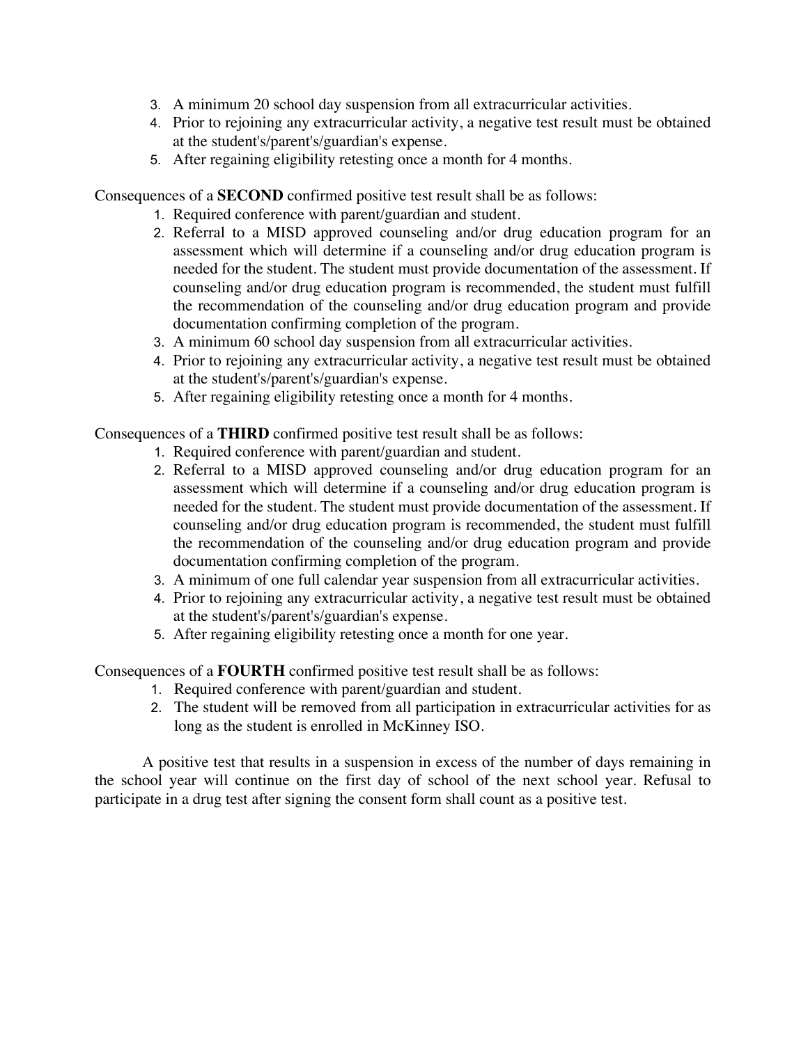3. A minimum 20 school day suspension from all extracurricular activities.
4. Prior to rejoining any extracurricular activity, a negative test result must be obtained at the student's/parent's/guardian's expense.
5. After regaining eligibility retesting once a month for 4 months.

Consequences of a **SECOND** confirmed positive test result shall be as follows:

1. Required conference with parent/guardian and student.
2. Referral to a MISD approved counseling and/or drug education program for an assessment which will determine if a counseling and/or drug education program is needed for the student. The student must provide documentation of the assessment. If counseling and/or drug education program is recommended, the student must fulfill the recommendation of the counseling and/or drug education program and provide documentation confirming completion of the program.
3. A minimum 60 school day suspension from all extracurricular activities.
4. Prior to rejoining any extracurricular activity, a negative test result must be obtained at the student's/parent's/guardian's expense.
5. After regaining eligibility retesting once a month for 4 months.

Consequences of a **THIRD** confirmed positive test result shall be as follows:

1. Required conference with parent/guardian and student.
2. Referral to a MISD approved counseling and/or drug education program for an assessment which will determine if a counseling and/or drug education program is needed for the student. The student must provide documentation of the assessment. If counseling and/or drug education program is recommended, the student must fulfill the recommendation of the counseling and/or drug education program and provide documentation confirming completion of the program.
3. A minimum of one full calendar year suspension from all extracurricular activities.
4. Prior to rejoining any extracurricular activity, a negative test result must be obtained at the student's/parent's/guardian's expense.
5. After regaining eligibility retesting once a month for one year.

Consequences of a **FOURTH** confirmed positive test result shall be as follows:

1. Required conference with parent/guardian and student.
2. The student will be removed from all participation in extracurricular activities for as long as the student is enrolled in McKinney ISO.

A positive test that results in a suspension in excess of the number of days remaining in the school year will continue on the first day of school of the next school year. Refusal to participate in a drug test after signing the consent form shall count as a positive test.